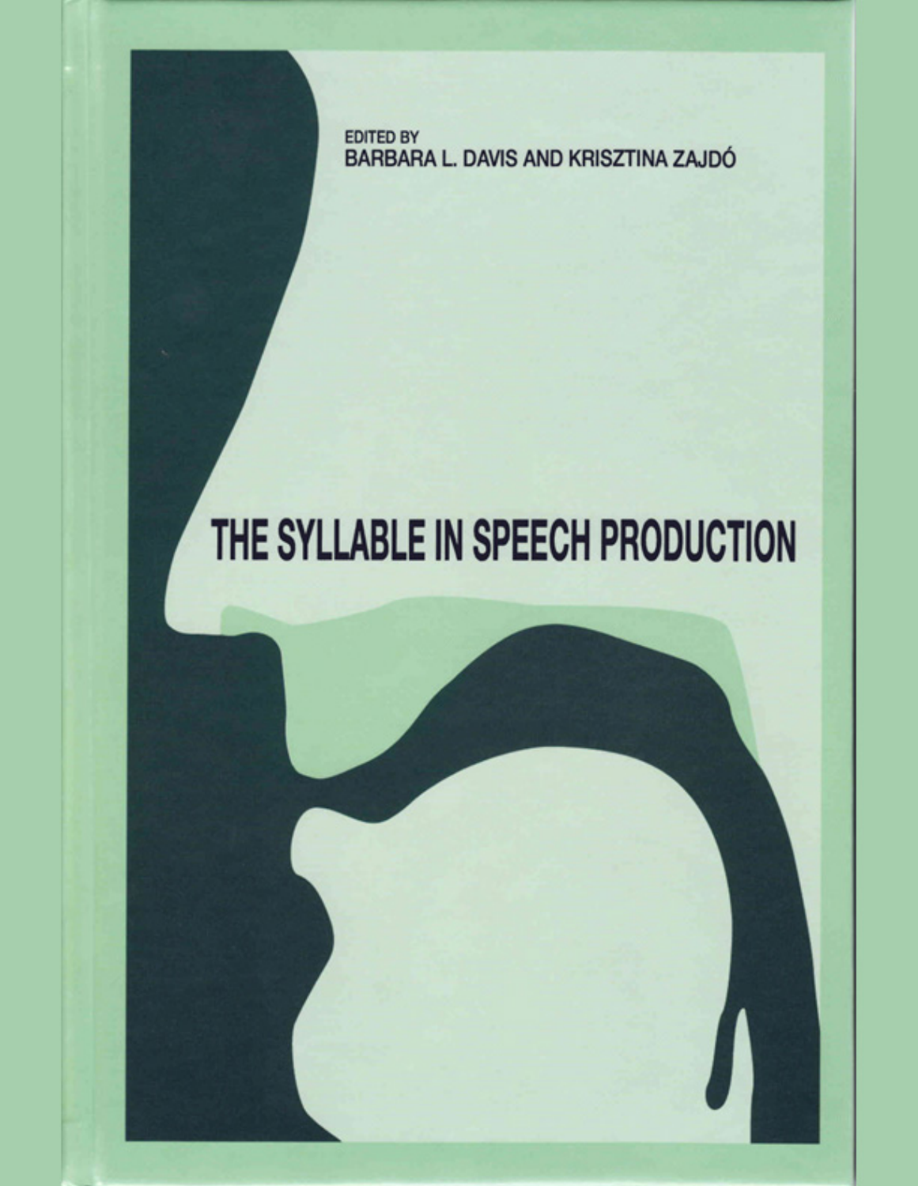EDITED BY
BARBARA L. DAVIS AND KRISZTINA ZAJDÓ

# THE SYLLABLE IN SPEECH PRODUCTION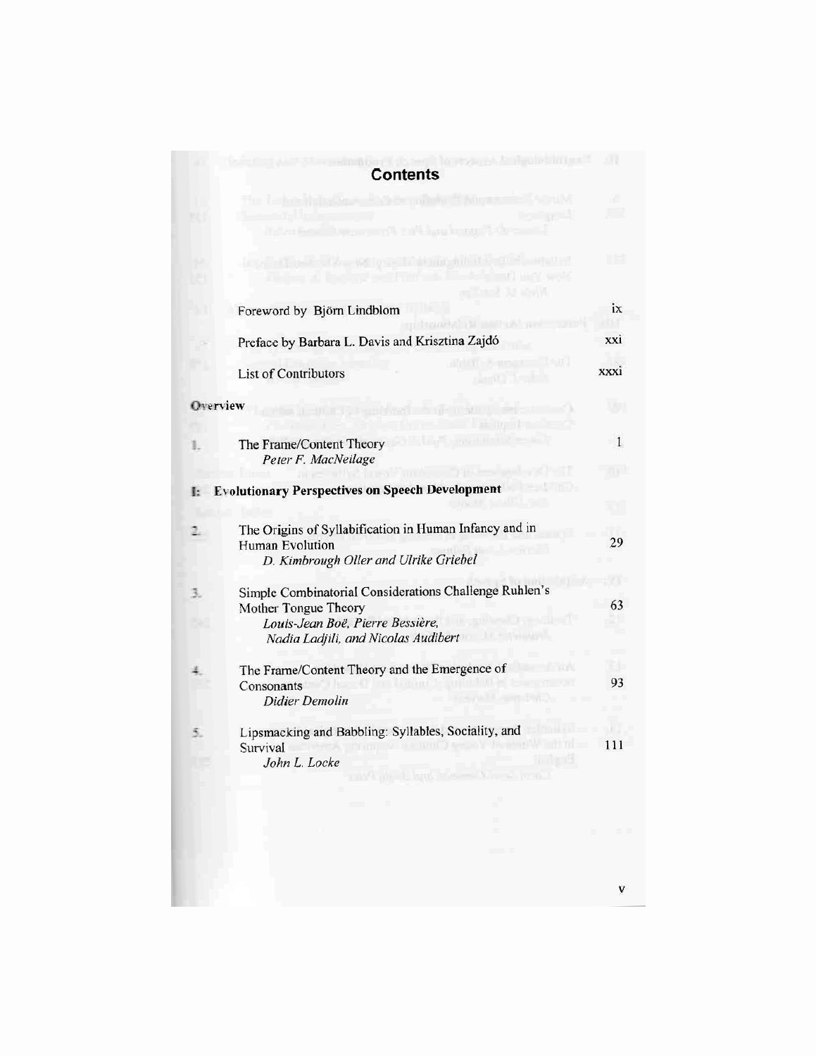# Contents

| | | |
|---|---|---|
| | Foreword by Björn Lindblom | ix |
| | Preface by Barbara L. Davis and Krisztina Zajdó | xxi |
| | List of Contributors | xxxi |

**Overview**

| | | |
|---|---|---|
| 1. | The Frame/Content Theory<br>*Peter F. MacNeilage* | 1 |

**I: Evolutionary Perspectives on Speech Development**

| | | |
|---|---|---|
| 2. | The Origins of Syllabification in Human Infancy and in Human Evolution<br>*D. Kimbrough Oller and Ulrike Griebel* | 29 |
| 3. | Simple Combinatorial Considerations Challenge Ruhlen's Mother Tongue Theory<br>*Louis-Jean Boë, Pierre Bessière, Nadia Ladjili, and Nicolas Audibert* | 63 |
| 4. | The Frame/Content Theory and the Emergence of Consonants<br>*Didier Demolin* | 93 |
| 5. | Lipsmacking and Babbling: Syllables, Sociality, and Survival<br>*John L. Locke* | 111 |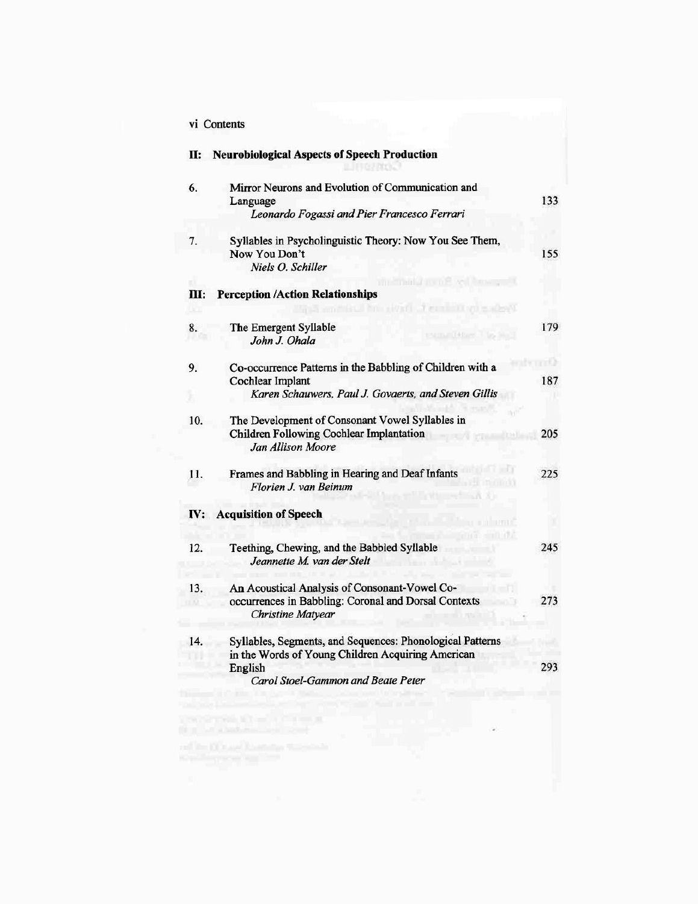## II: Neurobiological Aspects of Speech Production

| | | |
|---|---|---|
| 6. | Mirror Neurons and Evolution of Communication and Language<br>*Leonardo Fogassi and Pier Francesco Ferrari* | 133 |
| 7. | Syllables in Psycholinguistic Theory: Now You See Them, Now You Don't<br>*Niels O. Schiller* | 155 |

## III: Perception /Action Relationships

| | | |
|---|---|---|
| 8. | The Emergent Syllable<br>*John J. Ohala* | 179 |
| 9. | Co-occurrence Patterns in the Babbling of Children with a Cochlear Implant<br>*Karen Schauwers, Paul J. Govaerts, and Steven Gillis* | 187 |
| 10. | The Development of Consonant Vowel Syllables in Children Following Cochlear Implantation<br>*Jan Allison Moore* | 205 |
| 11. | Frames and Babbling in Hearing and Deaf Infants<br>*Florien J. van Beinum* | 225 |

## IV: Acquisition of Speech

| | | |
|---|---|---|
| 12. | Teething, Chewing, and the Babbled Syllable<br>*Jeannette M. van der Stelt* | 245 |
| 13. | An Acoustical Analysis of Consonant-Vowel Co-occurrences in Babbling: Coronal and Dorsal Contexts<br>*Christine Matyear* | 273 |
| 14. | Syllables, Segments, and Sequences: Phonological Patterns in the Words of Young Children Acquiring American English<br>*Carol Stoel-Gammon and Beate Peter* | 293 |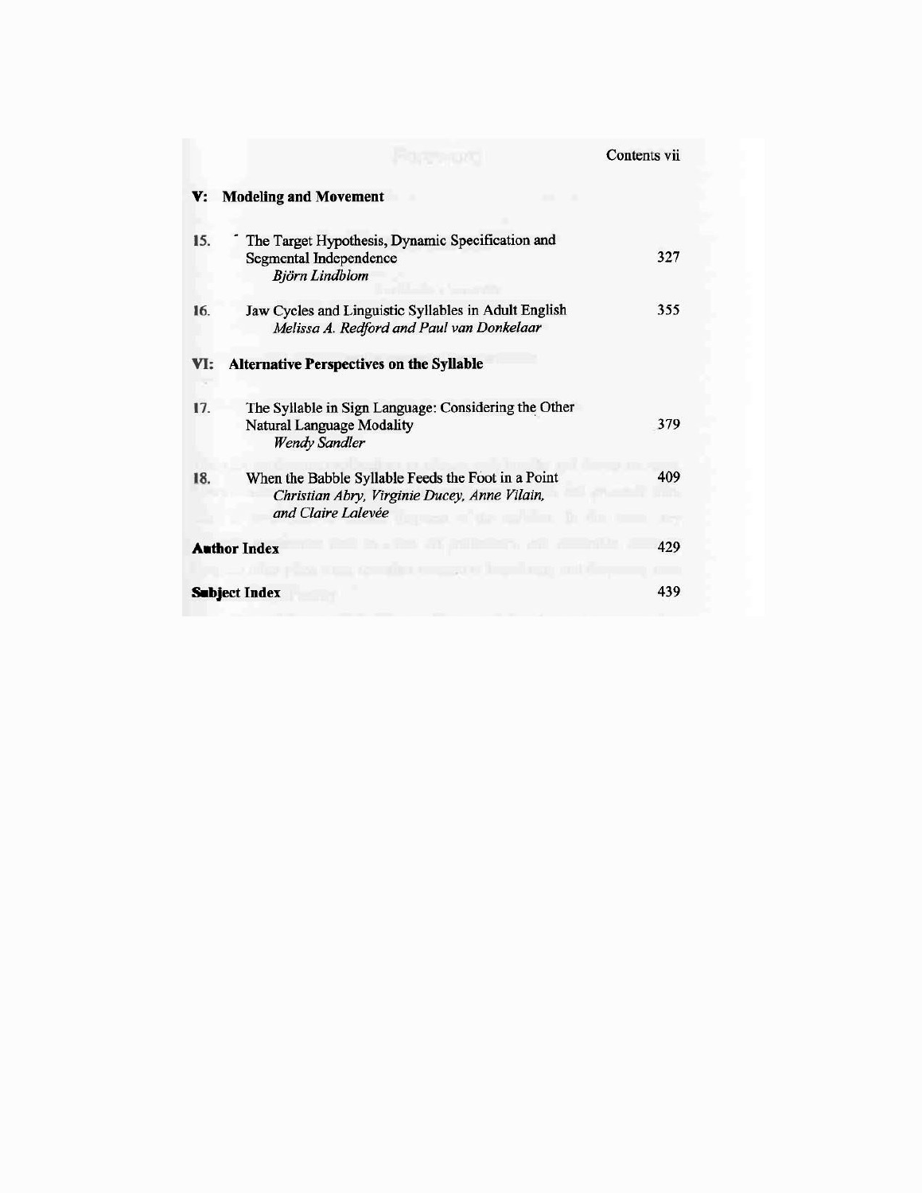## V: Modeling and Movement

15. The Target Hypothesis, Dynamic Specification and Segmental Independence — 327
    *Björn Lindblom*

16. Jaw Cycles and Linguistic Syllables in Adult English — 355
    *Melissa A. Redford and Paul van Donkelaar*

## VI: Alternative Perspectives on the Syllable

17. The Syllable in Sign Language: Considering the Other Natural Language Modality — 379
    *Wendy Sandler*

18. When the Babble Syllable Feeds the Foot in a Point — 409
    *Christian Abry, Virginie Ducey, Anne Vilain, and Claire Lalevée*

**Author Index** — 429

**Subject Index** — 439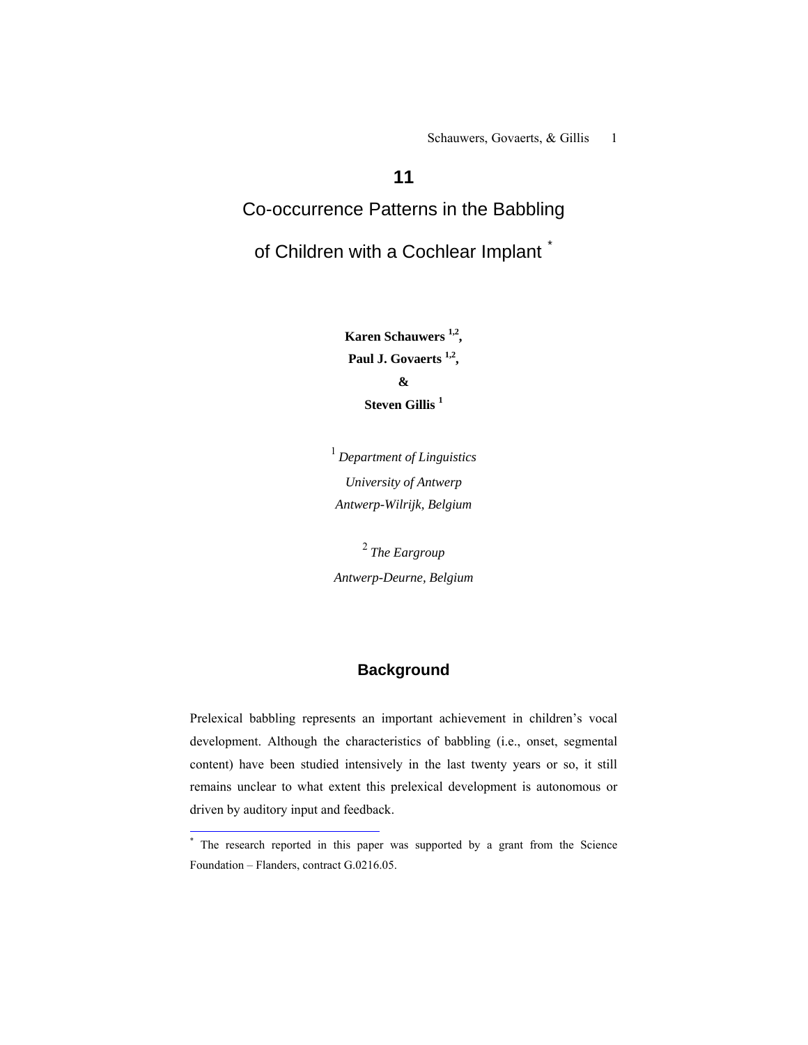# 11

# Co-occurrence Patterns in the Babbling of Children with a Cochlear Implant *

**Karen Schauwers [1,2],**
**Paul J. Govaerts [1,2],**
**&**
**Steven Gillis [1]**

[1] *Department of Linguistics*
*University of Antwerp*
*Antwerp-Wilrijk, Belgium*

[2] *The Eargroup*
*Antwerp-Deurne, Belgium*

## Background

Prelexical babbling represents an important achievement in children's vocal development. Although the characteristics of babbling (i.e., onset, segmental content) have been studied intensively in the last twenty years or so, it still remains unclear to what extent this prelexical development is autonomous or driven by auditory input and feedback.

* The research reported in this paper was supported by a grant from the Science Foundation – Flanders, contract G.0216.05.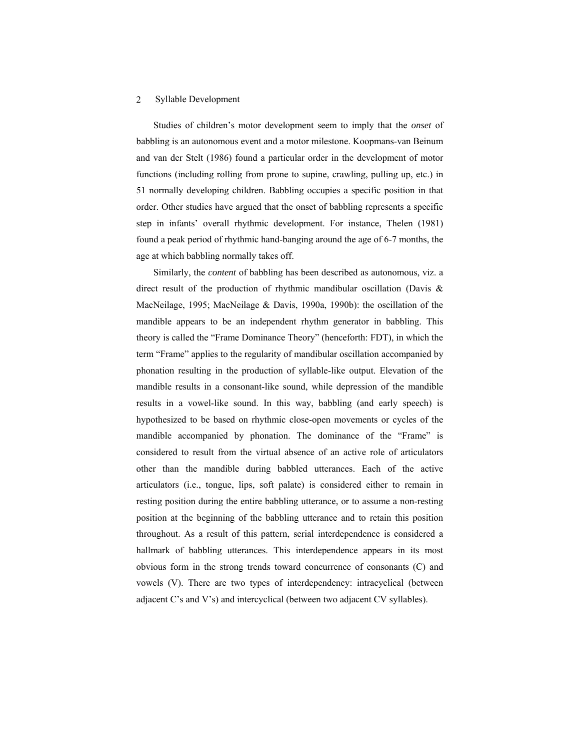Studies of children's motor development seem to imply that the *onset* of babbling is an autonomous event and a motor milestone. Koopmans-van Beinum and van der Stelt (1986) found a particular order in the development of motor functions (including rolling from prone to supine, crawling, pulling up, etc.) in 51 normally developing children. Babbling occupies a specific position in that order. Other studies have argued that the onset of babbling represents a specific step in infants' overall rhythmic development. For instance, Thelen (1981) found a peak period of rhythmic hand-banging around the age of 6-7 months, the age at which babbling normally takes off.

Similarly, the *content* of babbling has been described as autonomous, viz. a direct result of the production of rhythmic mandibular oscillation (Davis & MacNeilage, 1995; MacNeilage & Davis, 1990a, 1990b): the oscillation of the mandible appears to be an independent rhythm generator in babbling. This theory is called the "Frame Dominance Theory" (henceforth: FDT), in which the term "Frame" applies to the regularity of mandibular oscillation accompanied by phonation resulting in the production of syllable-like output. Elevation of the mandible results in a consonant-like sound, while depression of the mandible results in a vowel-like sound. In this way, babbling (and early speech) is hypothesized to be based on rhythmic close-open movements or cycles of the mandible accompanied by phonation. The dominance of the "Frame" is considered to result from the virtual absence of an active role of articulators other than the mandible during babbled utterances. Each of the active articulators (i.e., tongue, lips, soft palate) is considered either to remain in resting position during the entire babbling utterance, or to assume a non-resting position at the beginning of the babbling utterance and to retain this position throughout. As a result of this pattern, serial interdependence is considered a hallmark of babbling utterances. This interdependence appears in its most obvious form in the strong trends toward concurrence of consonants (C) and vowels (V). There are two types of interdependency: intracyclical (between adjacent C's and V's) and intercyclical (between two adjacent CV syllables).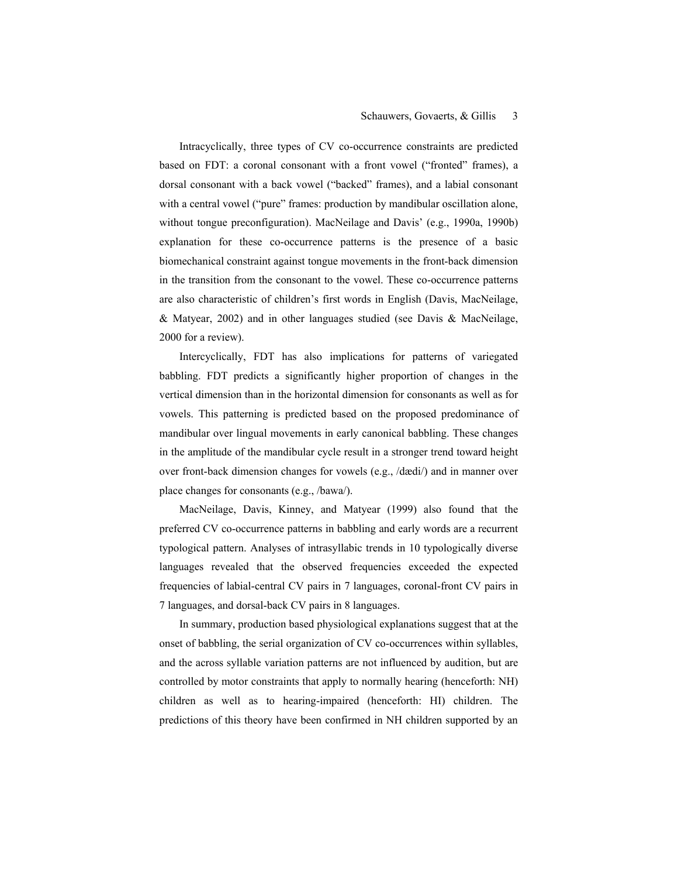Intracyclically, three types of CV co-occurrence constraints are predicted based on FDT: a coronal consonant with a front vowel ("fronted" frames), a dorsal consonant with a back vowel ("backed" frames), and a labial consonant with a central vowel ("pure" frames: production by mandibular oscillation alone, without tongue preconfiguration). MacNeilage and Davis' (e.g., 1990a, 1990b) explanation for these co-occurrence patterns is the presence of a basic biomechanical constraint against tongue movements in the front-back dimension in the transition from the consonant to the vowel. These co-occurrence patterns are also characteristic of children's first words in English (Davis, MacNeilage, & Matyear, 2002) and in other languages studied (see Davis & MacNeilage, 2000 for a review).

Intercyclically, FDT has also implications for patterns of variegated babbling. FDT predicts a significantly higher proportion of changes in the vertical dimension than in the horizontal dimension for consonants as well as for vowels. This patterning is predicted based on the proposed predominance of mandibular over lingual movements in early canonical babbling. These changes in the amplitude of the mandibular cycle result in a stronger trend toward height over front-back dimension changes for vowels (e.g., /dædi/) and in manner over place changes for consonants (e.g., /bawa/).

MacNeilage, Davis, Kinney, and Matyear (1999) also found that the preferred CV co-occurrence patterns in babbling and early words are a recurrent typological pattern. Analyses of intrasyllabic trends in 10 typologically diverse languages revealed that the observed frequencies exceeded the expected frequencies of labial-central CV pairs in 7 languages, coronal-front CV pairs in 7 languages, and dorsal-back CV pairs in 8 languages.

In summary, production based physiological explanations suggest that at the onset of babbling, the serial organization of CV co-occurrences within syllables, and the across syllable variation patterns are not influenced by audition, but are controlled by motor constraints that apply to normally hearing (henceforth: NH) children as well as to hearing-impaired (henceforth: HI) children. The predictions of this theory have been confirmed in NH children supported by an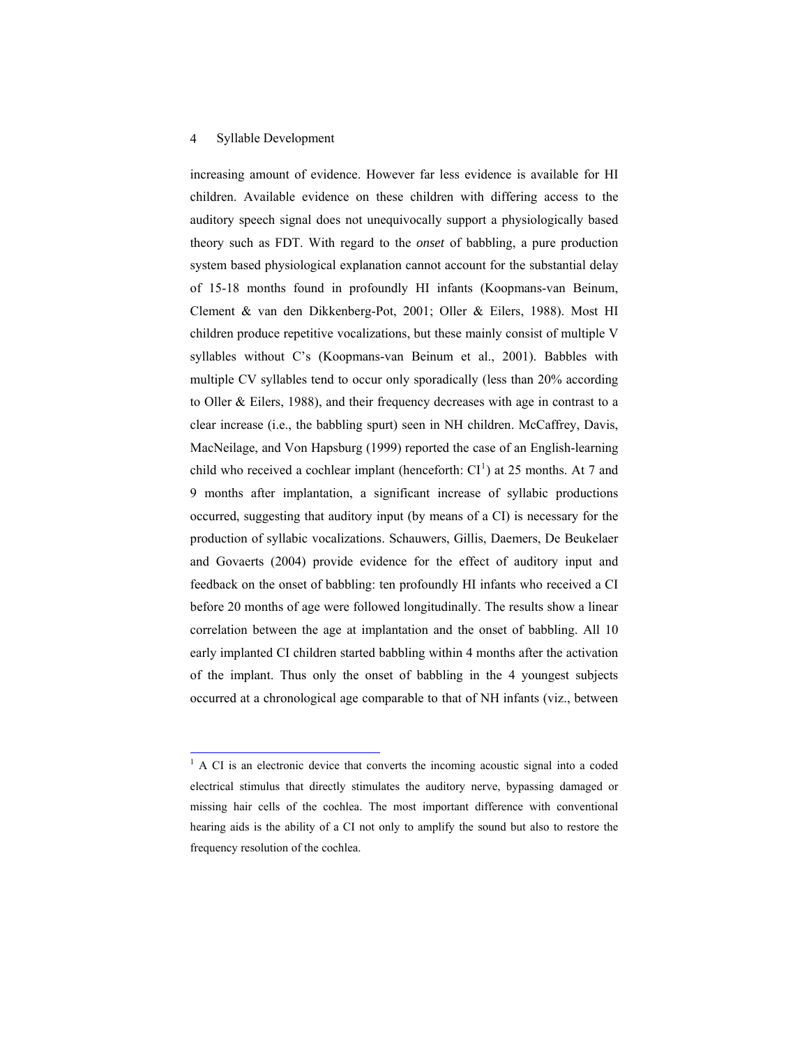increasing amount of evidence. However far less evidence is available for HI children. Available evidence on these children with differing access to the auditory speech signal does not unequivocally support a physiologically based theory such as FDT. With regard to the *onset* of babbling, a pure production system based physiological explanation cannot account for the substantial delay of 15-18 months found in profoundly HI infants (Koopmans-van Beinum, Clement & van den Dikkenberg-Pot, 2001; Oller & Eilers, 1988). Most HI children produce repetitive vocalizations, but these mainly consist of multiple V syllables without C's (Koopmans-van Beinum et al., 2001). Babbles with multiple CV syllables tend to occur only sporadically (less than 20% according to Oller & Eilers, 1988), and their frequency decreases with age in contrast to a clear increase (i.e., the babbling spurt) seen in NH children. McCaffrey, Davis, MacNeilage, and Von Hapsburg (1999) reported the case of an English-learning child who received a cochlear implant (henceforth: CI[1]) at 25 months. At 7 and 9 months after implantation, a significant increase of syllabic productions occurred, suggesting that auditory input (by means of a CI) is necessary for the production of syllabic vocalizations. Schauwers, Gillis, Daemers, De Beukelaer and Govaerts (2004) provide evidence for the effect of auditory input and feedback on the onset of babbling: ten profoundly HI infants who received a CI before 20 months of age were followed longitudinally. The results show a linear correlation between the age at implantation and the onset of babbling. All 10 early implanted CI children started babbling within 4 months after the activation of the implant. Thus only the onset of babbling in the 4 youngest subjects occurred at a chronological age comparable to that of NH infants (viz., between

---

[1] A CI is an electronic device that converts the incoming acoustic signal into a coded electrical stimulus that directly stimulates the auditory nerve, bypassing damaged or missing hair cells of the cochlea. The most important difference with conventional hearing aids is the ability of a CI not only to amplify the sound but also to restore the frequency resolution of the cochlea.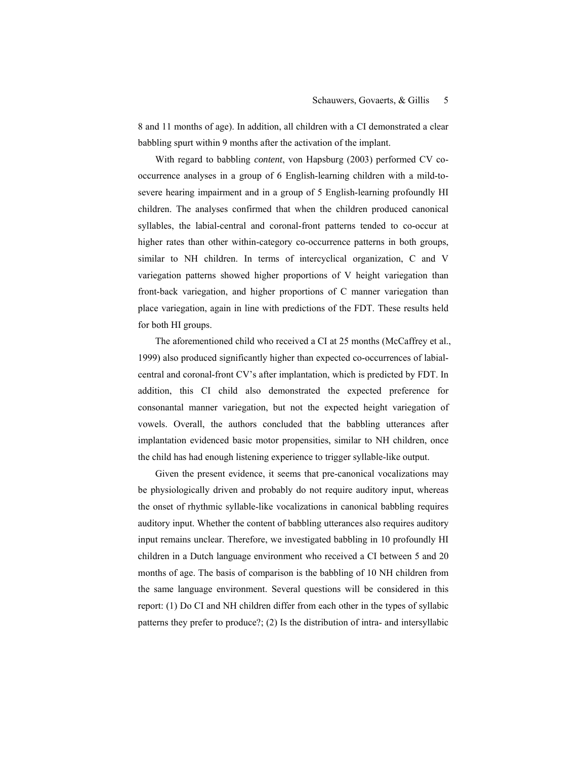8 and 11 months of age). In addition, all children with a CI demonstrated a clear babbling spurt within 9 months after the activation of the implant.

With regard to babbling *content*, von Hapsburg (2003) performed CV co-occurrence analyses in a group of 6 English-learning children with a mild-to-severe hearing impairment and in a group of 5 English-learning profoundly HI children. The analyses confirmed that when the children produced canonical syllables, the labial-central and coronal-front patterns tended to co-occur at higher rates than other within-category co-occurrence patterns in both groups, similar to NH children. In terms of intercyclical organization, C and V variegation patterns showed higher proportions of V height variegation than front-back variegation, and higher proportions of C manner variegation than place variegation, again in line with predictions of the FDT. These results held for both HI groups.

The aforementioned child who received a CI at 25 months (McCaffrey et al., 1999) also produced significantly higher than expected co-occurrences of labial-central and coronal-front CV's after implantation, which is predicted by FDT. In addition, this CI child also demonstrated the expected preference for consonantal manner variegation, but not the expected height variegation of vowels. Overall, the authors concluded that the babbling utterances after implantation evidenced basic motor propensities, similar to NH children, once the child has had enough listening experience to trigger syllable-like output.

Given the present evidence, it seems that pre-canonical vocalizations may be physiologically driven and probably do not require auditory input, whereas the onset of rhythmic syllable-like vocalizations in canonical babbling requires auditory input. Whether the content of babbling utterances also requires auditory input remains unclear. Therefore, we investigated babbling in 10 profoundly HI children in a Dutch language environment who received a CI between 5 and 20 months of age. The basis of comparison is the babbling of 10 NH children from the same language environment. Several questions will be considered in this report: (1) Do CI and NH children differ from each other in the types of syllabic patterns they prefer to produce?; (2) Is the distribution of intra- and intersyllabic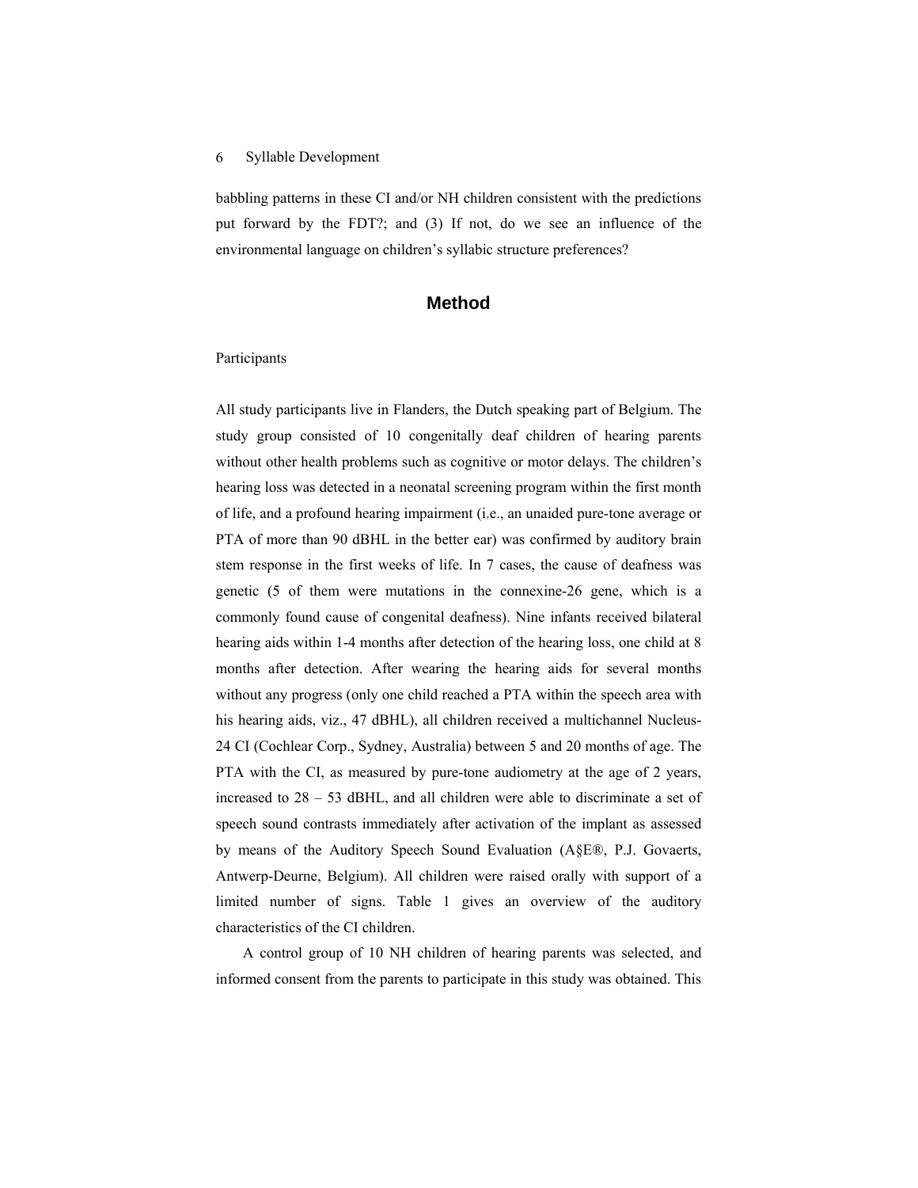babbling patterns in these CI and/or NH children consistent with the predictions put forward by the FDT?; and (3) If not, do we see an influence of the environmental language on children's syllabic structure preferences?

## Method

### Participants

All study participants live in Flanders, the Dutch speaking part of Belgium. The study group consisted of 10 congenitally deaf children of hearing parents without other health problems such as cognitive or motor delays. The children's hearing loss was detected in a neonatal screening program within the first month of life, and a profound hearing impairment (i.e., an unaided pure-tone average or PTA of more than 90 dBHL in the better ear) was confirmed by auditory brain stem response in the first weeks of life. In 7 cases, the cause of deafness was genetic (5 of them were mutations in the connexine-26 gene, which is a commonly found cause of congenital deafness). Nine infants received bilateral hearing aids within 1-4 months after detection of the hearing loss, one child at 8 months after detection. After wearing the hearing aids for several months without any progress (only one child reached a PTA within the speech area with his hearing aids, viz., 47 dBHL), all children received a multichannel Nucleus-24 CI (Cochlear Corp., Sydney, Australia) between 5 and 20 months of age. The PTA with the CI, as measured by pure-tone audiometry at the age of 2 years, increased to 28 – 53 dBHL, and all children were able to discriminate a set of speech sound contrasts immediately after activation of the implant as assessed by means of the Auditory Speech Sound Evaluation (A§E®, P.J. Govaerts, Antwerp-Deurne, Belgium). All children were raised orally with support of a limited number of signs. Table 1 gives an overview of the auditory characteristics of the CI children.

A control group of 10 NH children of hearing parents was selected, and informed consent from the parents to participate in this study was obtained. This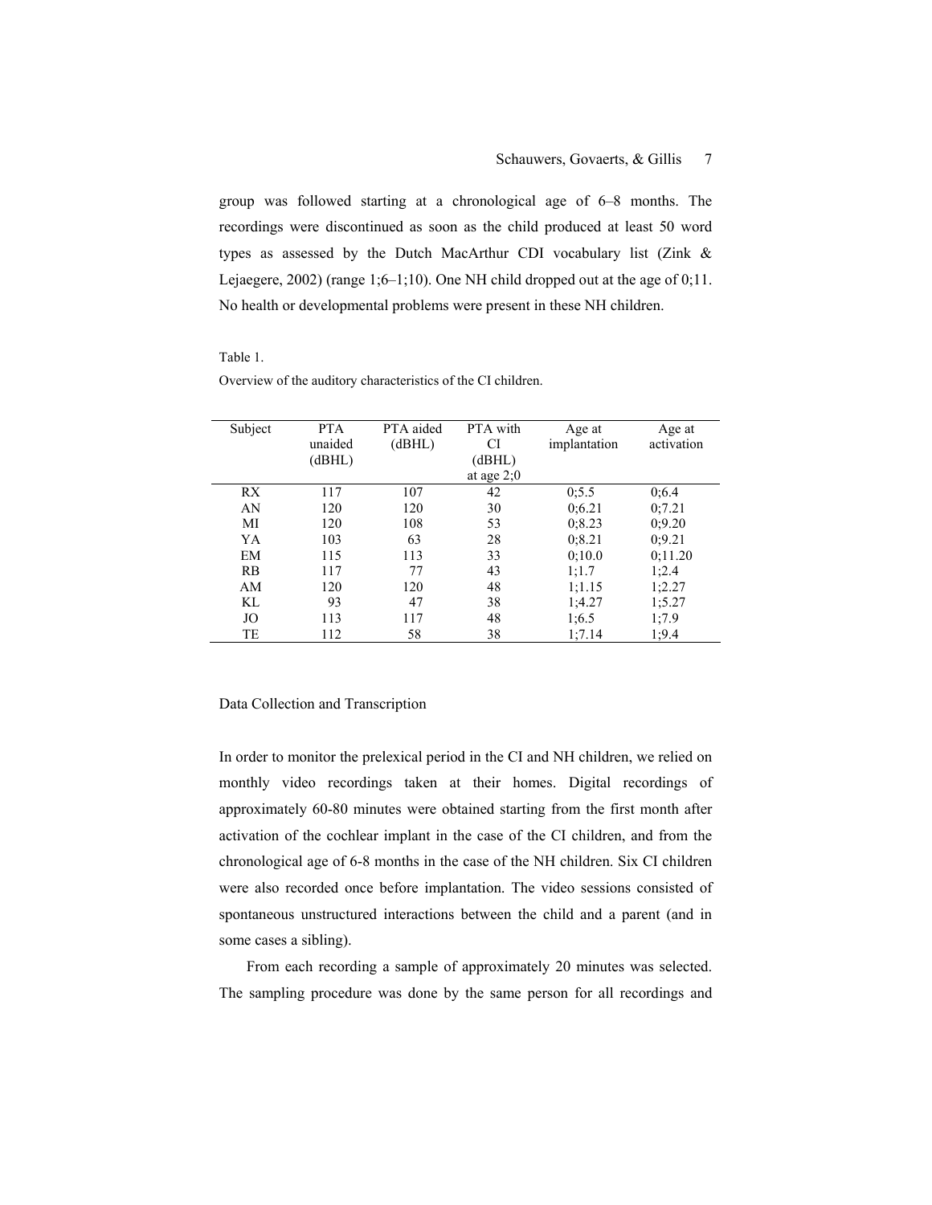group was followed starting at a chronological age of 6–8 months. The recordings were discontinued as soon as the child produced at least 50 word types as assessed by the Dutch MacArthur CDI vocabulary list (Zink & Lejaegere, 2002) (range 1;6–1;10). One NH child dropped out at the age of 0;11. No health or developmental problems were present in these NH children.

Table 1.

Overview of the auditory characteristics of the CI children.

| Subject | PTA unaided (dBHL) | PTA aided (dBHL) | PTA with CI (dBHL) at age 2;0 | Age at implantation | Age at activation |
|---|---|---|---|---|---|
| RX | 117 | 107 | 42 | 0;5.5 | 0;6.4 |
| AN | 120 | 120 | 30 | 0;6.21 | 0;7.21 |
| MI | 120 | 108 | 53 | 0;8.23 | 0;9.20 |
| YA | 103 | 63 | 28 | 0;8.21 | 0;9.21 |
| EM | 115 | 113 | 33 | 0;10.0 | 0;11.20 |
| RB | 117 | 77 | 43 | 1;1.7 | 1;2.4 |
| AM | 120 | 120 | 48 | 1;1.15 | 1;2.27 |
| KL | 93 | 47 | 38 | 1;4.27 | 1;5.27 |
| JO | 113 | 117 | 48 | 1;6.5 | 1;7.9 |
| TE | 112 | 58 | 38 | 1;7.14 | 1;9.4 |

## Data Collection and Transcription

In order to monitor the prelexical period in the CI and NH children, we relied on monthly video recordings taken at their homes. Digital recordings of approximately 60-80 minutes were obtained starting from the first month after activation of the cochlear implant in the case of the CI children, and from the chronological age of 6-8 months in the case of the NH children. Six CI children were also recorded once before implantation. The video sessions consisted of spontaneous unstructured interactions between the child and a parent (and in some cases a sibling).

From each recording a sample of approximately 20 minutes was selected. The sampling procedure was done by the same person for all recordings and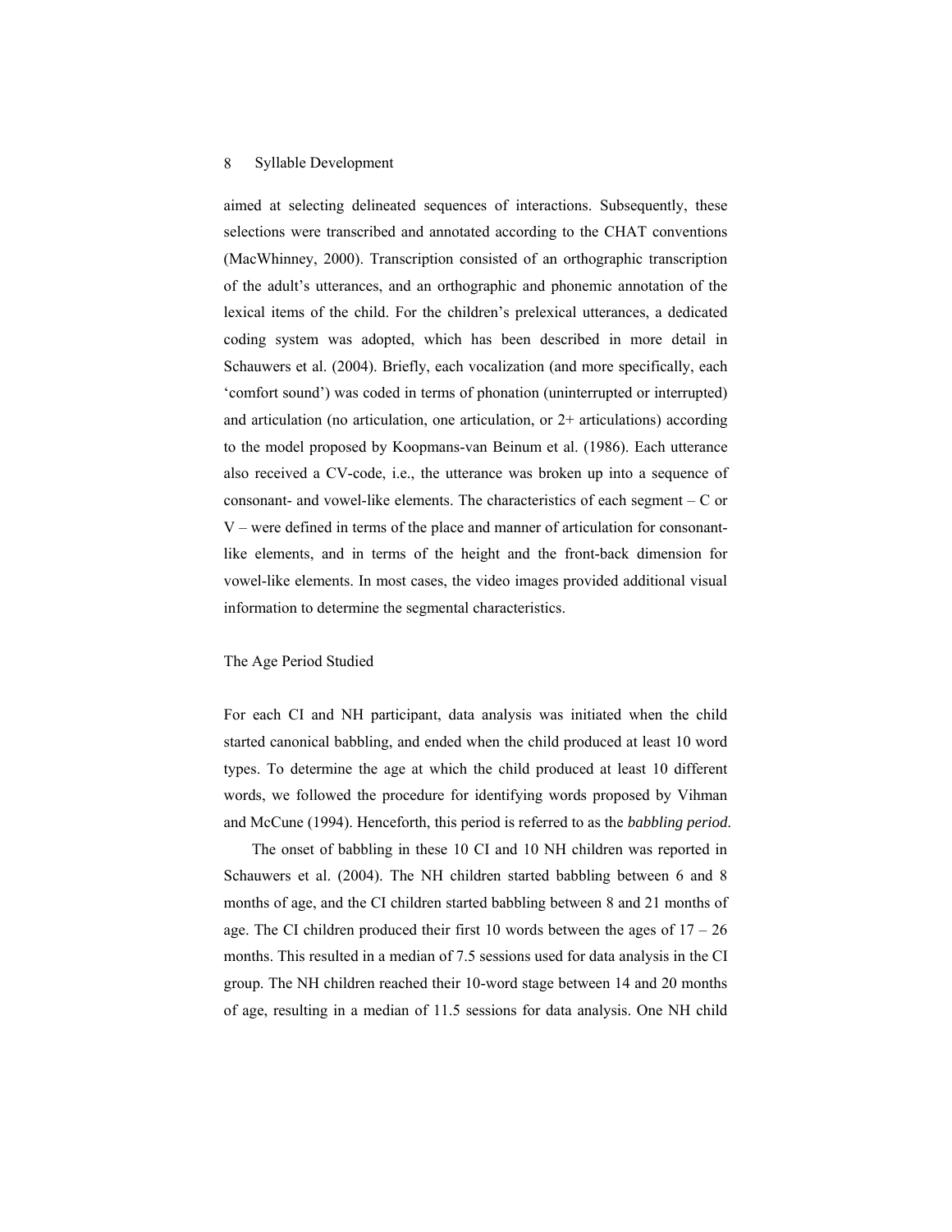aimed at selecting delineated sequences of interactions. Subsequently, these selections were transcribed and annotated according to the CHAT conventions (MacWhinney, 2000). Transcription consisted of an orthographic transcription of the adult's utterances, and an orthographic and phonemic annotation of the lexical items of the child. For the children's prelexical utterances, a dedicated coding system was adopted, which has been described in more detail in Schauwers et al. (2004). Briefly, each vocalization (and more specifically, each 'comfort sound') was coded in terms of phonation (uninterrupted or interrupted) and articulation (no articulation, one articulation, or 2+ articulations) according to the model proposed by Koopmans-van Beinum et al. (1986). Each utterance also received a CV-code, i.e., the utterance was broken up into a sequence of consonant- and vowel-like elements. The characteristics of each segment – C or V – were defined in terms of the place and manner of articulation for consonant-like elements, and in terms of the height and the front-back dimension for vowel-like elements. In most cases, the video images provided additional visual information to determine the segmental characteristics.

## The Age Period Studied

For each CI and NH participant, data analysis was initiated when the child started canonical babbling, and ended when the child produced at least 10 word types. To determine the age at which the child produced at least 10 different words, we followed the procedure for identifying words proposed by Vihman and McCune (1994). Henceforth, this period is referred to as the *babbling period*.

The onset of babbling in these 10 CI and 10 NH children was reported in Schauwers et al. (2004). The NH children started babbling between 6 and 8 months of age, and the CI children started babbling between 8 and 21 months of age. The CI children produced their first 10 words between the ages of 17 – 26 months. This resulted in a median of 7.5 sessions used for data analysis in the CI group. The NH children reached their 10-word stage between 14 and 20 months of age, resulting in a median of 11.5 sessions for data analysis. One NH child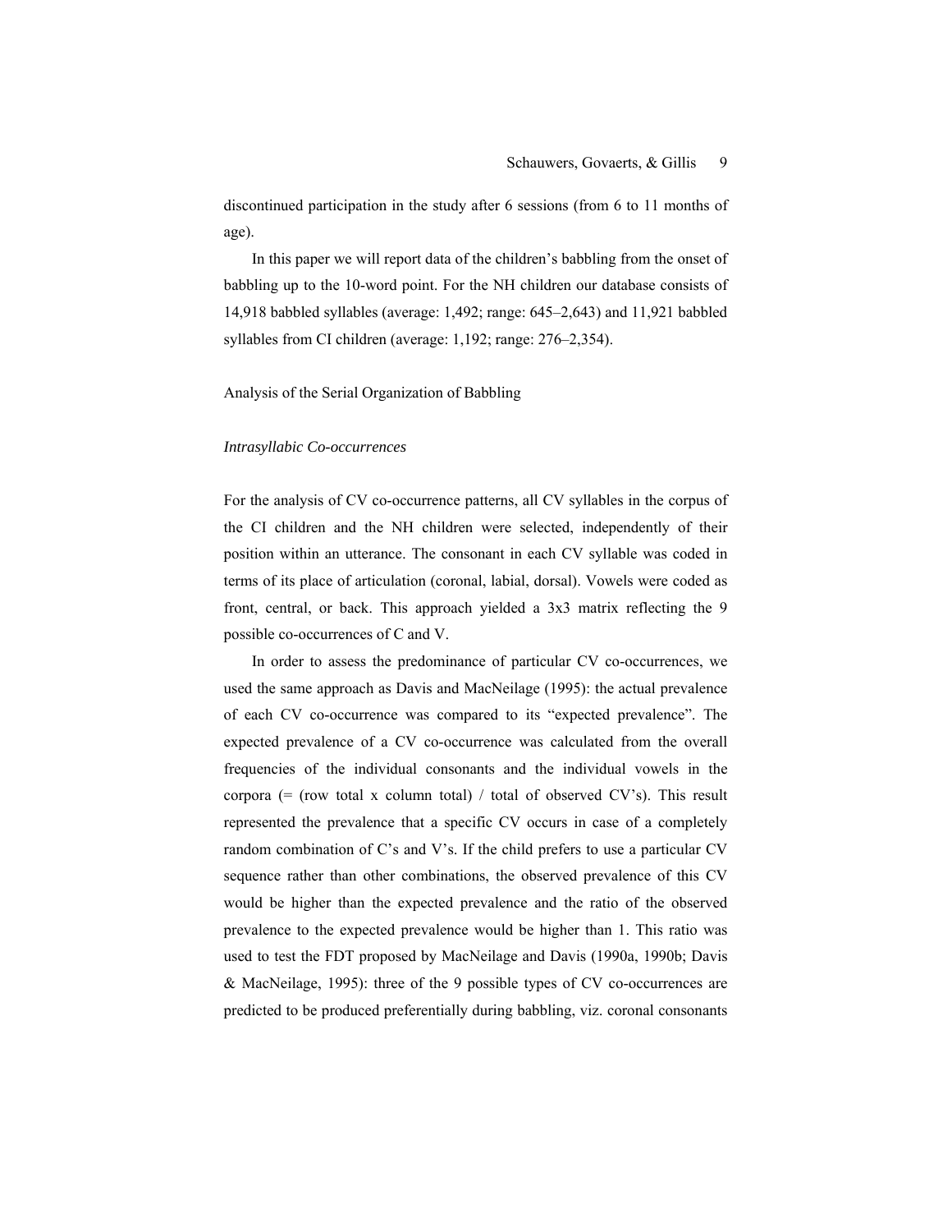discontinued participation in the study after 6 sessions (from 6 to 11 months of age).

In this paper we will report data of the children's babbling from the onset of babbling up to the 10-word point. For the NH children our database consists of 14,918 babbled syllables (average: 1,492; range: 645–2,643) and 11,921 babbled syllables from CI children (average: 1,192; range: 276–2,354).

## Analysis of the Serial Organization of Babbling

### *Intrasyllabic Co-occurrences*

For the analysis of CV co-occurrence patterns, all CV syllables in the corpus of the CI children and the NH children were selected, independently of their position within an utterance. The consonant in each CV syllable was coded in terms of its place of articulation (coronal, labial, dorsal). Vowels were coded as front, central, or back. This approach yielded a 3x3 matrix reflecting the 9 possible co-occurrences of C and V.

In order to assess the predominance of particular CV co-occurrences, we used the same approach as Davis and MacNeilage (1995): the actual prevalence of each CV co-occurrence was compared to its "expected prevalence". The expected prevalence of a CV co-occurrence was calculated from the overall frequencies of the individual consonants and the individual vowels in the corpora (= (row total x column total) / total of observed CV's). This result represented the prevalence that a specific CV occurs in case of a completely random combination of C's and V's. If the child prefers to use a particular CV sequence rather than other combinations, the observed prevalence of this CV would be higher than the expected prevalence and the ratio of the observed prevalence to the expected prevalence would be higher than 1. This ratio was used to test the FDT proposed by MacNeilage and Davis (1990a, 1990b; Davis & MacNeilage, 1995): three of the 9 possible types of CV co-occurrences are predicted to be produced preferentially during babbling, viz. coronal consonants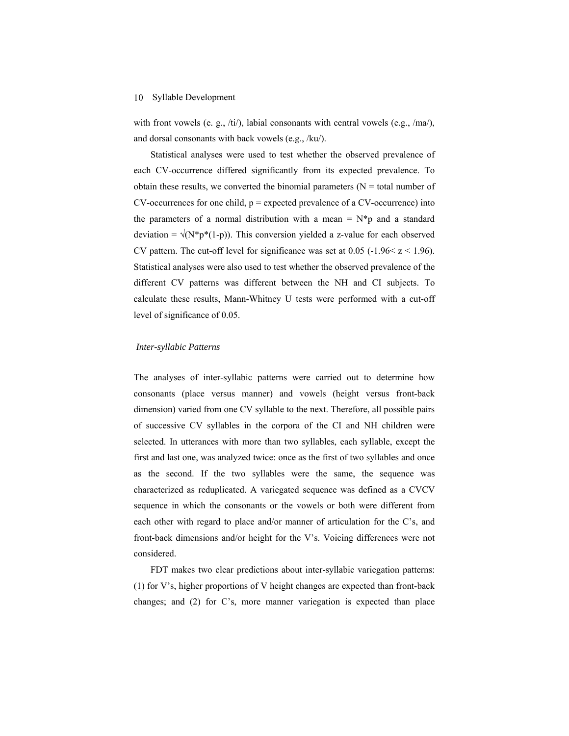with front vowels (e. g., /ti/), labial consonants with central vowels (e.g., /ma/), and dorsal consonants with back vowels (e.g., /ku/).

Statistical analyses were used to test whether the observed prevalence of each CV-occurrence differed significantly from its expected prevalence. To obtain these results, we converted the binomial parameters ($N$ = total number of CV-occurrences for one child, $p$ = expected prevalence of a CV-occurrence) into the parameters of a normal distribution with a mean = $N*p$ and a standard deviation = $\sqrt{(N*p*(1-p))}$. This conversion yielded a z-value for each observed CV pattern. The cut-off level for significance was set at 0.05 ($-1.96 < z < 1.96$). Statistical analyses were also used to test whether the observed prevalence of the different CV patterns was different between the NH and CI subjects. To calculate these results, Mann-Whitney U tests were performed with a cut-off level of significance of 0.05.

### *Inter-syllabic Patterns*

The analyses of inter-syllabic patterns were carried out to determine how consonants (place versus manner) and vowels (height versus front-back dimension) varied from one CV syllable to the next. Therefore, all possible pairs of successive CV syllables in the corpora of the CI and NH children were selected. In utterances with more than two syllables, each syllable, except the first and last one, was analyzed twice: once as the first of two syllables and once as the second. If the two syllables were the same, the sequence was characterized as reduplicated. A variegated sequence was defined as a CVCV sequence in which the consonants or the vowels or both were different from each other with regard to place and/or manner of articulation for the C's, and front-back dimensions and/or height for the V's. Voicing differences were not considered.

FDT makes two clear predictions about inter-syllabic variegation patterns: (1) for V's, higher proportions of V height changes are expected than front-back changes; and (2) for C's, more manner variegation is expected than place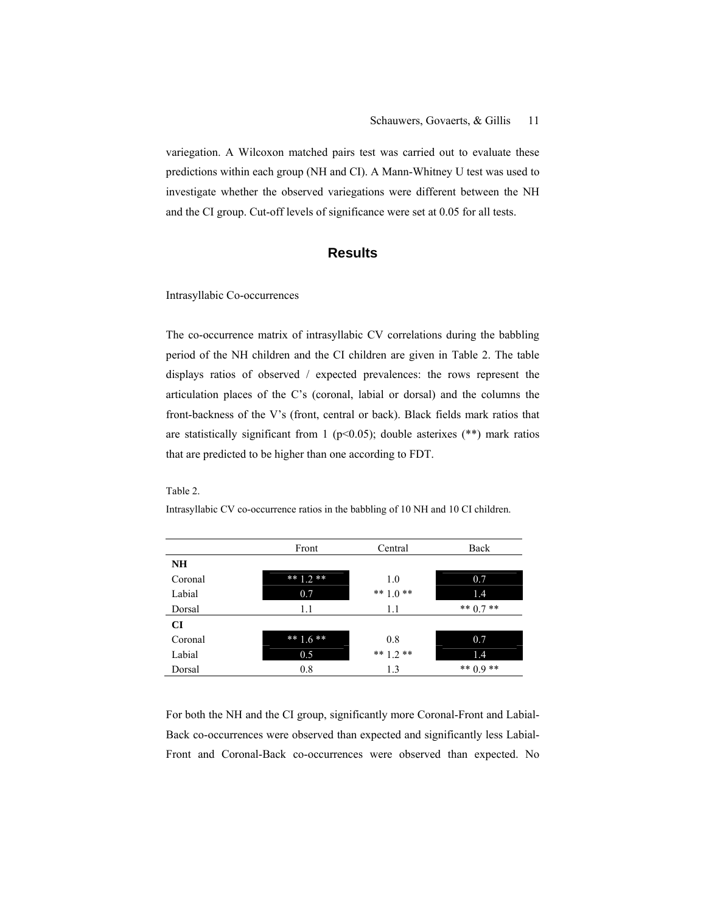variegation. A Wilcoxon matched pairs test was carried out to evaluate these predictions within each group (NH and CI). A Mann-Whitney U test was used to investigate whether the observed variegations were different between the NH and the CI group. Cut-off levels of significance were set at 0.05 for all tests.

## Results

### Intrasyllabic Co-occurrences

The co-occurrence matrix of intrasyllabic CV correlations during the babbling period of the NH children and the CI children are given in Table 2. The table displays ratios of observed / expected prevalences: the rows represent the articulation places of the C's (coronal, labial or dorsal) and the columns the front-backness of the V's (front, central or back). Black fields mark ratios that are statistically significant from 1 ($p<0.05$); double asterixes (**) mark ratios that are predicted to be higher than one according to FDT.

Table 2.

Intrasyllabic CV co-occurrence ratios in the babbling of 10 NH and 10 CI children.

| | Front | Central | Back |
|---|---|---|---|
| **NH** | | | |
| Coronal | ** 1.2 ** | 1.0 | 0.7 |
| Labial | 0.7 | ** 1.0 ** | 1.4 |
| Dorsal | 1.1 | 1.1 | ** 0.7 ** |
| **CI** | | | |
| Coronal | ** 1.6 ** | 0.8 | 0.7 |
| Labial | 0.5 | ** 1.2 ** | 1.4 |
| Dorsal | 0.8 | 1.3 | ** 0.9 ** |

For both the NH and the CI group, significantly more Coronal-Front and Labial-Back co-occurrences were observed than expected and significantly less Labial-Front and Coronal-Back co-occurrences were observed than expected. No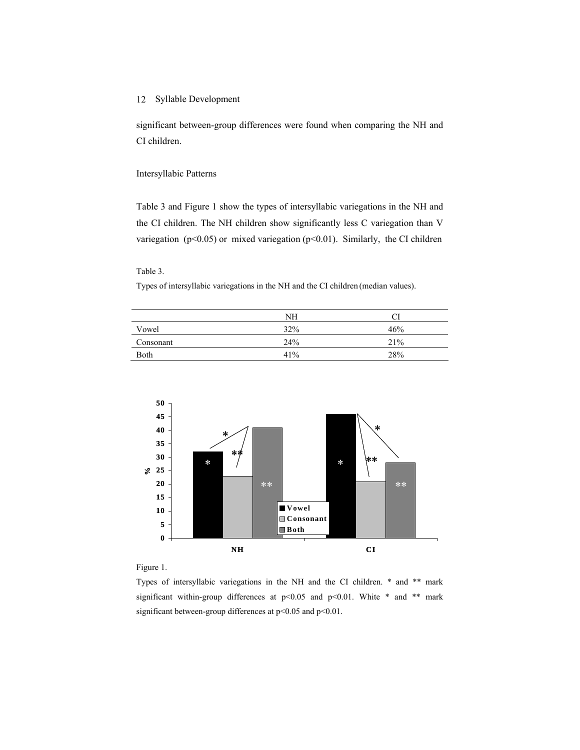significant between-group differences were found when comparing the NH and CI children.

## Intersyllabic Patterns

Table 3 and Figure 1 show the types of intersyllabic variegations in the NH and the CI children. The NH children show significantly less C variegation than V variegation ($p<0.05$) or mixed variegation ($p<0.01$). Similarly, the CI children

Table 3.

Types of intersyllabic variegations in the NH and the CI children (median values).

| | NH | CI |
|---|---|---|
| Vowel | 32% | 46% |
| Consonant | 24% | 21% |
| Both | 41% | 28% |

Figure 1.

Types of intersyllabic variegations in the NH and the CI children. * and ** mark significant within-group differences at $p<0.05$ and $p<0.01$. White * and ** mark significant between-group differences at $p<0.05$ and $p<0.01$.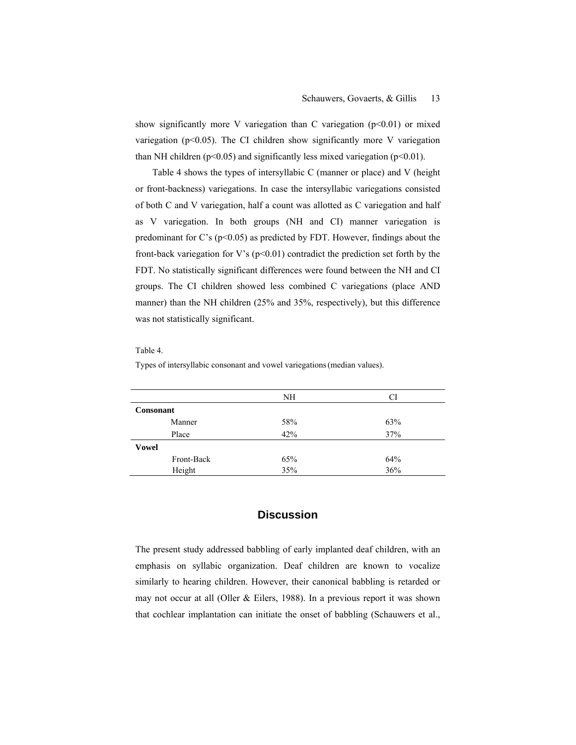show significantly more V variegation than C variegation ($p<0.01$) or mixed variegation ($p<0.05$). The CI children show significantly more V variegation than NH children ($p<0.05$) and significantly less mixed variegation ($p<0.01$).

Table 4 shows the types of intersyllabic C (manner or place) and V (height or front-backness) variegations. In case the intersyllabic variegations consisted of both C and V variegation, half a count was allotted as C variegation and half as V variegation. In both groups (NH and CI) manner variegation is predominant for C's ($p<0.05$) as predicted by FDT. However, findings about the front-back variegation for V's ($p<0.01$) contradict the prediction set forth by the FDT. No statistically significant differences were found between the NH and CI groups. The CI children showed less combined C variegations (place AND manner) than the NH children (25% and 35%, respectively), but this difference was not statistically significant.

Table 4.

Types of intersyllabic consonant and vowel variegations (median values).

| | NH | CI |
|---|---|---|
| **Consonant** | | |
| Manner | 58% | 63% |
| Place | 42% | 37% |
| **Vowel** | | |
| Front-Back | 65% | 64% |
| Height | 35% | 36% |

## Discussion

The present study addressed babbling of early implanted deaf children, with an emphasis on syllabic organization. Deaf children are known to vocalize similarly to hearing children. However, their canonical babbling is retarded or may not occur at all (Oller & Eilers, 1988). In a previous report it was shown that cochlear implantation can initiate the onset of babbling (Schauwers et al.,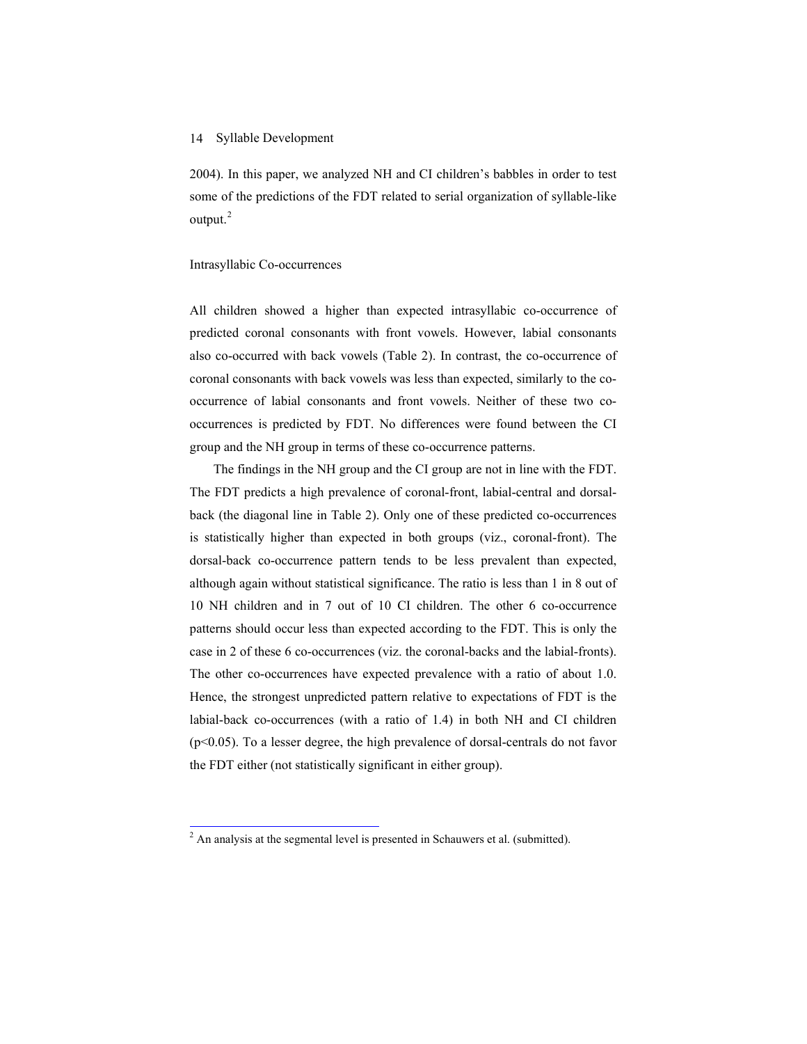2004). In this paper, we analyzed NH and CI children's babbles in order to test some of the predictions of the FDT related to serial organization of syllable-like output.[2]

## Intrasyllabic Co-occurrences

All children showed a higher than expected intrasyllabic co-occurrence of predicted coronal consonants with front vowels. However, labial consonants also co-occurred with back vowels (Table 2). In contrast, the co-occurrence of coronal consonants with back vowels was less than expected, similarly to the co-occurrence of labial consonants and front vowels. Neither of these two co-occurrences is predicted by FDT. No differences were found between the CI group and the NH group in terms of these co-occurrence patterns.

The findings in the NH group and the CI group are not in line with the FDT. The FDT predicts a high prevalence of coronal-front, labial-central and dorsal-back (the diagonal line in Table 2). Only one of these predicted co-occurrences is statistically higher than expected in both groups (viz., coronal-front). The dorsal-back co-occurrence pattern tends to be less prevalent than expected, although again without statistical significance. The ratio is less than 1 in 8 out of 10 NH children and in 7 out of 10 CI children. The other 6 co-occurrence patterns should occur less than expected according to the FDT. This is only the case in 2 of these 6 co-occurrences (viz. the coronal-backs and the labial-fronts). The other co-occurrences have expected prevalence with a ratio of about 1.0. Hence, the strongest unpredicted pattern relative to expectations of FDT is the labial-back co-occurrences (with a ratio of 1.4) in both NH and CI children ($p<0.05$). To a lesser degree, the high prevalence of dorsal-centrals do not favor the FDT either (not statistically significant in either group).

[2] An analysis at the segmental level is presented in Schauwers et al. (submitted).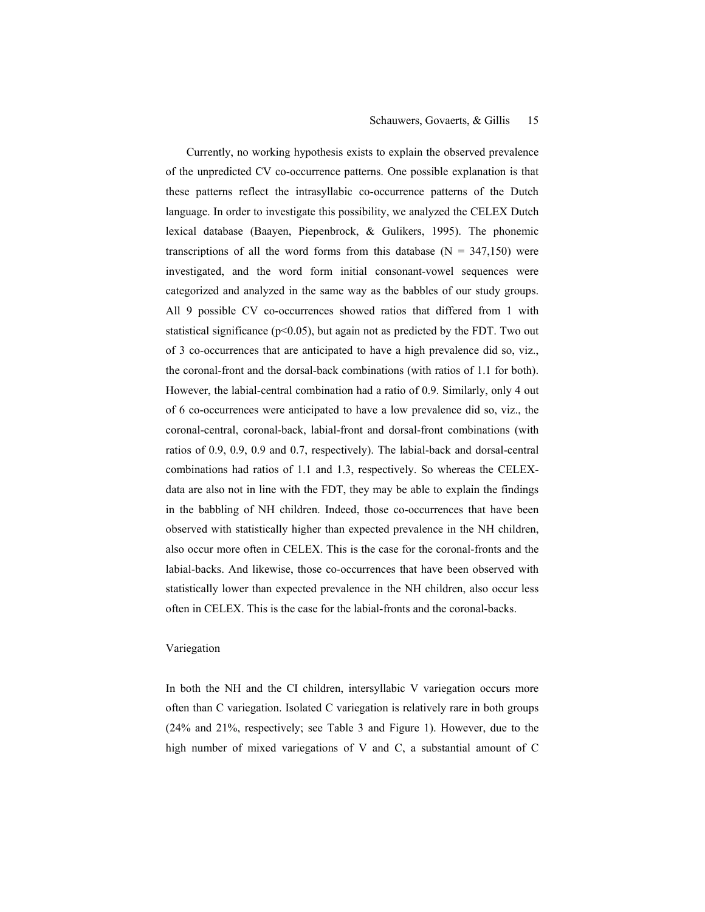Currently, no working hypothesis exists to explain the observed prevalence of the unpredicted CV co-occurrence patterns. One possible explanation is that these patterns reflect the intrasyllabic co-occurrence patterns of the Dutch language. In order to investigate this possibility, we analyzed the CELEX Dutch lexical database (Baayen, Piepenbrock, & Gulikers, 1995). The phonemic transcriptions of all the word forms from this database (N = 347,150) were investigated, and the word form initial consonant-vowel sequences were categorized and analyzed in the same way as the babbles of our study groups. All 9 possible CV co-occurrences showed ratios that differed from 1 with statistical significance ($p<0.05$), but again not as predicted by the FDT. Two out of 3 co-occurrences that are anticipated to have a high prevalence did so, viz., the coronal-front and the dorsal-back combinations (with ratios of 1.1 for both). However, the labial-central combination had a ratio of 0.9. Similarly, only 4 out of 6 co-occurrences were anticipated to have a low prevalence did so, viz., the coronal-central, coronal-back, labial-front and dorsal-front combinations (with ratios of 0.9, 0.9, 0.9 and 0.7, respectively). The labial-back and dorsal-central combinations had ratios of 1.1 and 1.3, respectively. So whereas the CELEX-data are also not in line with the FDT, they may be able to explain the findings in the babbling of NH children. Indeed, those co-occurrences that have been observed with statistically higher than expected prevalence in the NH children, also occur more often in CELEX. This is the case for the coronal-fronts and the labial-backs. And likewise, those co-occurrences that have been observed with statistically lower than expected prevalence in the NH children, also occur less often in CELEX. This is the case for the labial-fronts and the coronal-backs.

### Variegation

In both the NH and the CI children, intersyllabic V variegation occurs more often than C variegation. Isolated C variegation is relatively rare in both groups (24% and 21%, respectively; see Table 3 and Figure 1). However, due to the high number of mixed variegations of V and C, a substantial amount of C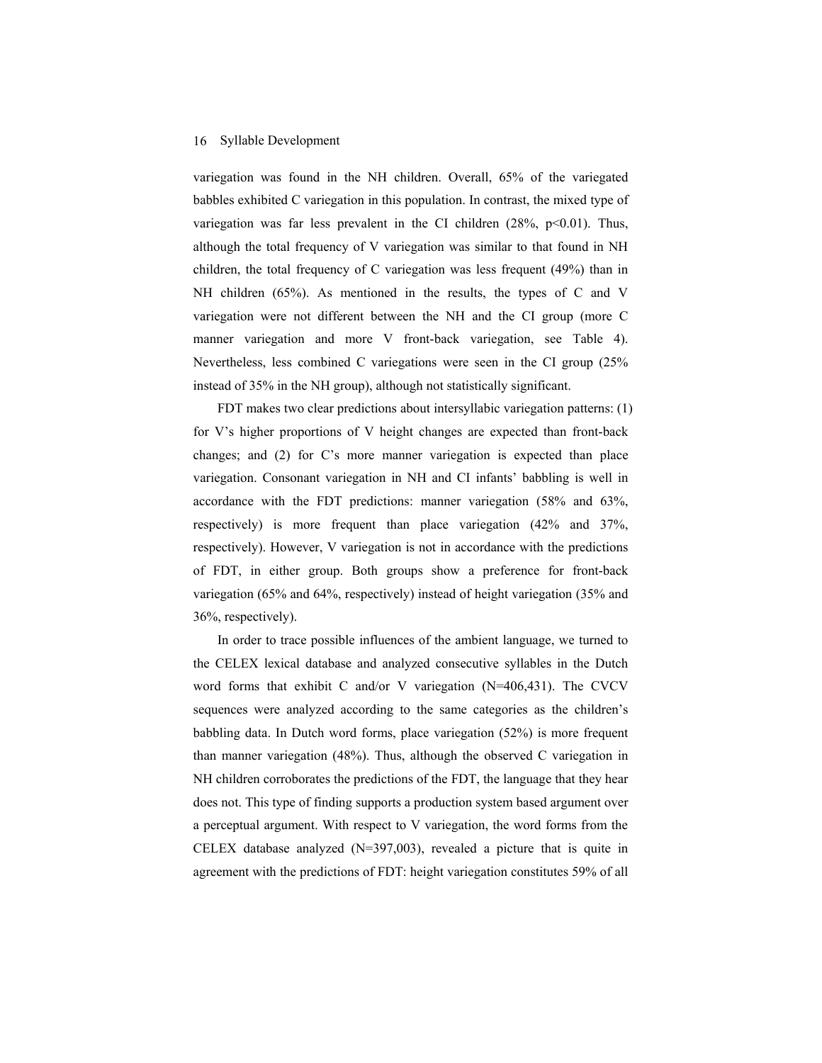variegation was found in the NH children. Overall, 65% of the variegated babbles exhibited C variegation in this population. In contrast, the mixed type of variegation was far less prevalent in the CI children (28%, $p<0.01$). Thus, although the total frequency of V variegation was similar to that found in NH children, the total frequency of C variegation was less frequent (49%) than in NH children (65%). As mentioned in the results, the types of C and V variegation were not different between the NH and the CI group (more C manner variegation and more V front-back variegation, see Table 4). Nevertheless, less combined C variegations were seen in the CI group (25% instead of 35% in the NH group), although not statistically significant.

FDT makes two clear predictions about intersyllabic variegation patterns: (1) for V's higher proportions of V height changes are expected than front-back changes; and (2) for C's more manner variegation is expected than place variegation. Consonant variegation in NH and CI infants' babbling is well in accordance with the FDT predictions: manner variegation (58% and 63%, respectively) is more frequent than place variegation (42% and 37%, respectively). However, V variegation is not in accordance with the predictions of FDT, in either group. Both groups show a preference for front-back variegation (65% and 64%, respectively) instead of height variegation (35% and 36%, respectively).

In order to trace possible influences of the ambient language, we turned to the CELEX lexical database and analyzed consecutive syllables in the Dutch word forms that exhibit C and/or V variegation (N=406,431). The CVCV sequences were analyzed according to the same categories as the children's babbling data. In Dutch word forms, place variegation (52%) is more frequent than manner variegation (48%). Thus, although the observed C variegation in NH children corroborates the predictions of the FDT, the language that they hear does not. This type of finding supports a production system based argument over a perceptual argument. With respect to V variegation, the word forms from the CELEX database analyzed (N=397,003), revealed a picture that is quite in agreement with the predictions of FDT: height variegation constitutes 59% of all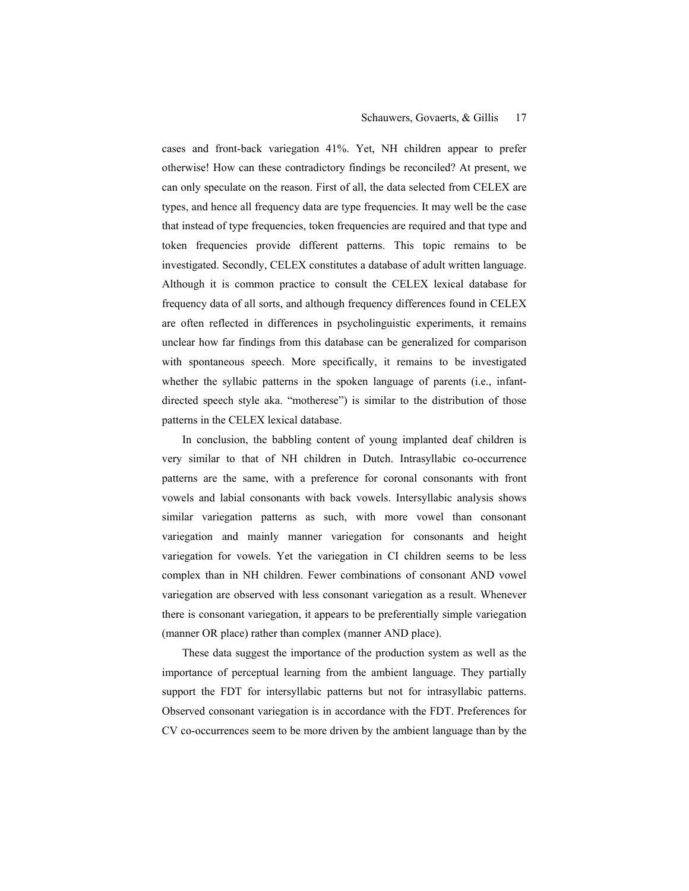cases and front-back variegation 41%. Yet, NH children appear to prefer otherwise! How can these contradictory findings be reconciled? At present, we can only speculate on the reason. First of all, the data selected from CELEX are types, and hence all frequency data are type frequencies. It may well be the case that instead of type frequencies, token frequencies are required and that type and token frequencies provide different patterns. This topic remains to be investigated. Secondly, CELEX constitutes a database of adult written language. Although it is common practice to consult the CELEX lexical database for frequency data of all sorts, and although frequency differences found in CELEX are often reflected in differences in psycholinguistic experiments, it remains unclear how far findings from this database can be generalized for comparison with spontaneous speech. More specifically, it remains to be investigated whether the syllabic patterns in the spoken language of parents (i.e., infant-directed speech style aka. "motherese") is similar to the distribution of those patterns in the CELEX lexical database.

In conclusion, the babbling content of young implanted deaf children is very similar to that of NH children in Dutch. Intrasyllabic co-occurrence patterns are the same, with a preference for coronal consonants with front vowels and labial consonants with back vowels. Intersyllabic analysis shows similar variegation patterns as such, with more vowel than consonant variegation and mainly manner variegation for consonants and height variegation for vowels. Yet the variegation in CI children seems to be less complex than in NH children. Fewer combinations of consonant AND vowel variegation are observed with less consonant variegation as a result. Whenever there is consonant variegation, it appears to be preferentially simple variegation (manner OR place) rather than complex (manner AND place).

These data suggest the importance of the production system as well as the importance of perceptual learning from the ambient language. They partially support the FDT for intersyllabic patterns but not for intrasyllabic patterns. Observed consonant variegation is in accordance with the FDT. Preferences for CV co-occurrences seem to be more driven by the ambient language than by the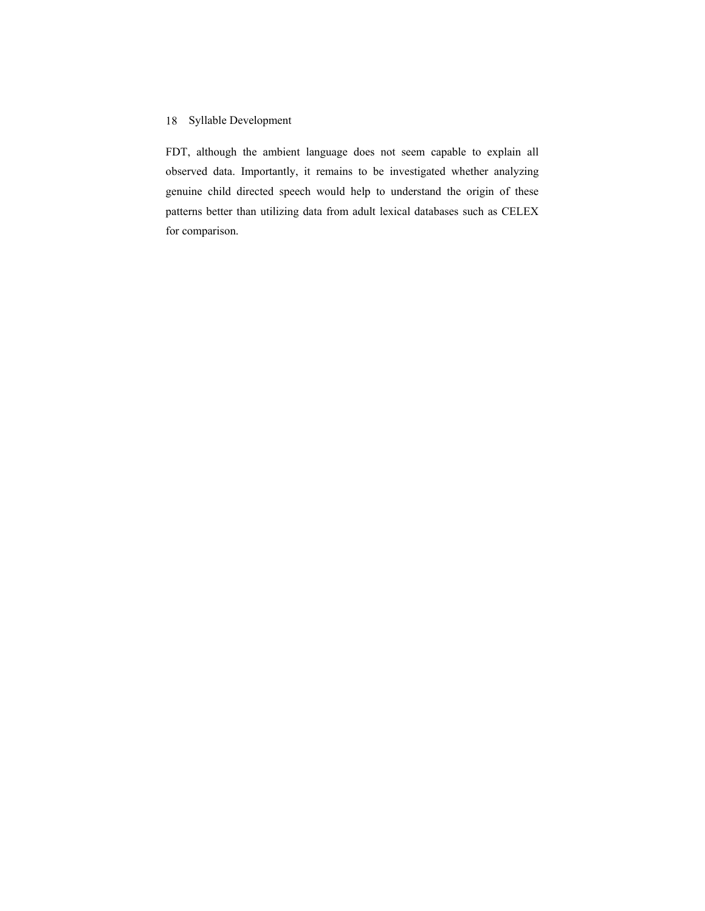FDT, although the ambient language does not seem capable to explain all observed data. Importantly, it remains to be investigated whether analyzing genuine child directed speech would help to understand the origin of these patterns better than utilizing data from adult lexical databases such as CELEX for comparison.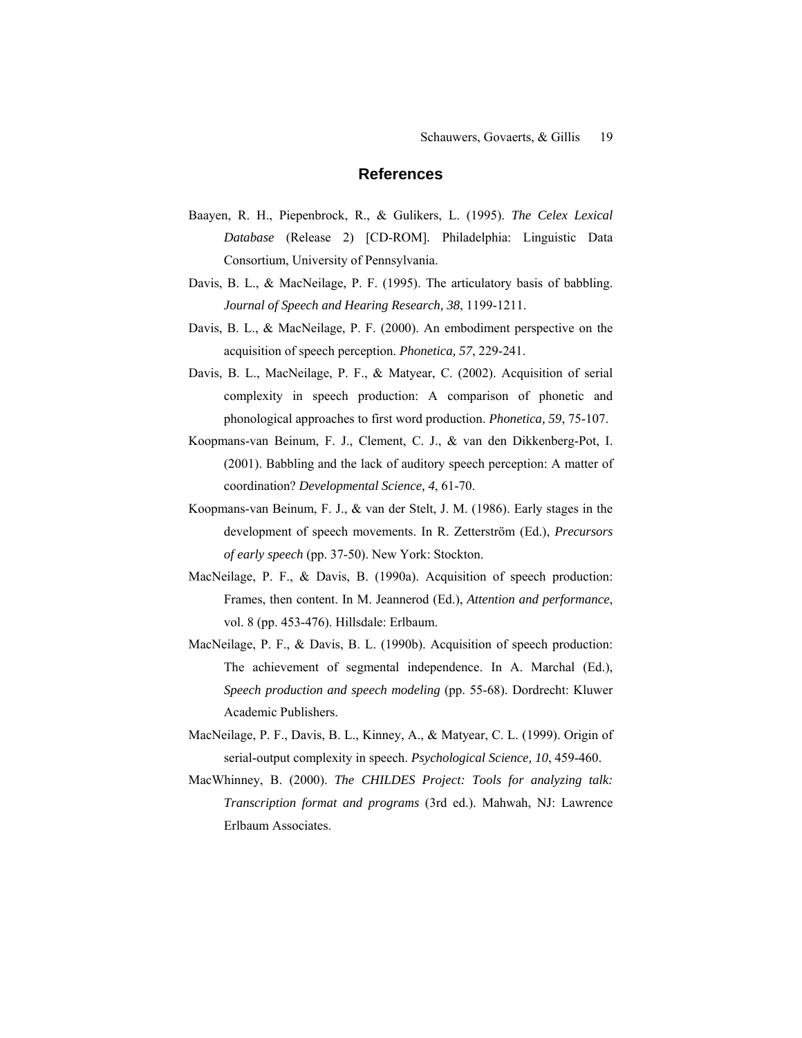## References

Baayen, R. H., Piepenbrock, R., & Gulikers, L. (1995). *The Celex Lexical Database* (Release 2) [CD-ROM]. Philadelphia: Linguistic Data Consortium, University of Pennsylvania.

Davis, B. L., & MacNeilage, P. F. (1995). The articulatory basis of babbling. *Journal of Speech and Hearing Research, 38*, 1199-1211.

Davis, B. L., & MacNeilage, P. F. (2000). An embodiment perspective on the acquisition of speech perception. *Phonetica, 57*, 229-241.

Davis, B. L., MacNeilage, P. F., & Matyear, C. (2002). Acquisition of serial complexity in speech production: A comparison of phonetic and phonological approaches to first word production. *Phonetica, 59*, 75-107.

Koopmans-van Beinum, F. J., Clement, C. J., & van den Dikkenberg-Pot, I. (2001). Babbling and the lack of auditory speech perception: A matter of coordination? *Developmental Science, 4*, 61-70.

Koopmans-van Beinum, F. J., & van der Stelt, J. M. (1986). Early stages in the development of speech movements. In R. Zetterström (Ed.), *Precursors of early speech* (pp. 37-50). New York: Stockton.

MacNeilage, P. F., & Davis, B. (1990a). Acquisition of speech production: Frames, then content. In M. Jeannerod (Ed.), *Attention and performance*, vol. 8 (pp. 453-476). Hillsdale: Erlbaum.

MacNeilage, P. F., & Davis, B. L. (1990b). Acquisition of speech production: The achievement of segmental independence. In A. Marchal (Ed.), *Speech production and speech modeling* (pp. 55-68). Dordrecht: Kluwer Academic Publishers.

MacNeilage, P. F., Davis, B. L., Kinney, A., & Matyear, C. L. (1999). Origin of serial-output complexity in speech. *Psychological Science, 10*, 459-460.

MacWhinney, B. (2000). *The CHILDES Project: Tools for analyzing talk: Transcription format and programs* (3rd ed.). Mahwah, NJ: Lawrence Erlbaum Associates.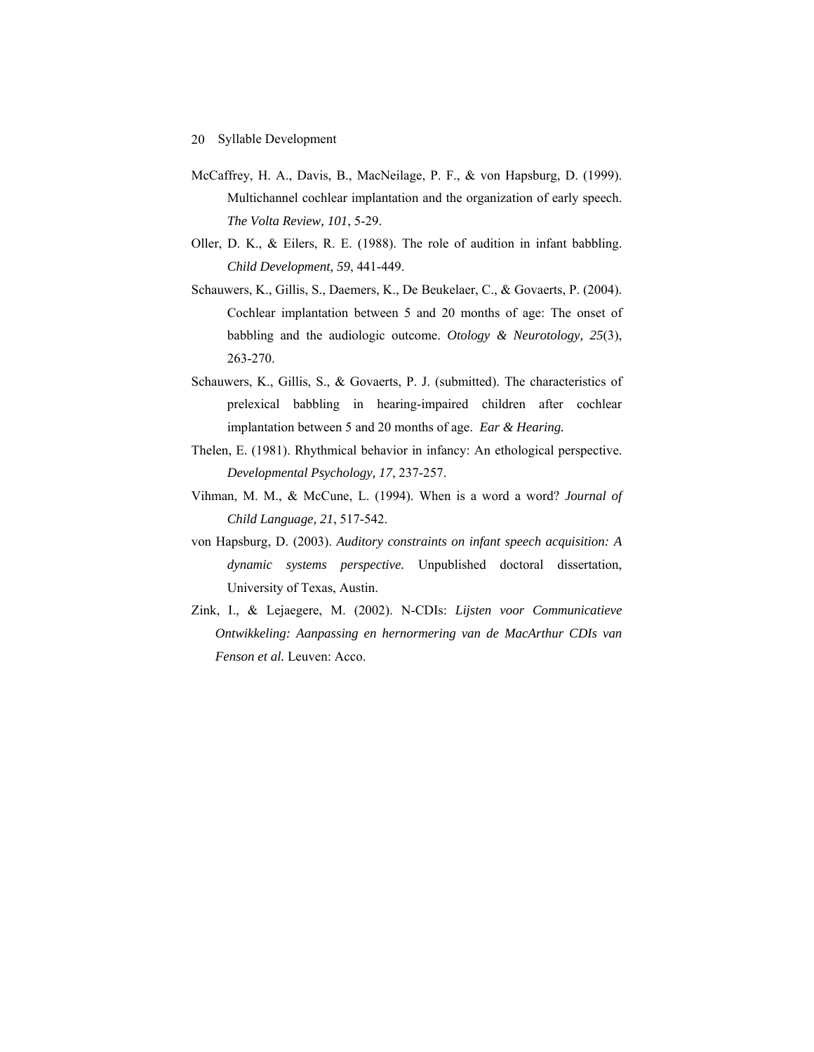McCaffrey, H. A., Davis, B., MacNeilage, P. F., & von Hapsburg, D. (1999). Multichannel cochlear implantation and the organization of early speech. *The Volta Review, 101*, 5-29.

Oller, D. K., & Eilers, R. E. (1988). The role of audition in infant babbling. *Child Development, 59*, 441-449.

Schauwers, K., Gillis, S., Daemers, K., De Beukelaer, C., & Govaerts, P. (2004). Cochlear implantation between 5 and 20 months of age: The onset of babbling and the audiologic outcome. *Otology & Neurotology, 25*(3), 263-270.

Schauwers, K., Gillis, S., & Govaerts, P. J. (submitted). The characteristics of prelexical babbling in hearing-impaired children after cochlear implantation between 5 and 20 months of age. *Ear & Hearing.*

Thelen, E. (1981). Rhythmical behavior in infancy: An ethological perspective. *Developmental Psychology, 17*, 237-257.

Vihman, M. M., & McCune, L. (1994). When is a word a word? *Journal of Child Language, 21*, 517-542.

von Hapsburg, D. (2003). *Auditory constraints on infant speech acquisition: A dynamic systems perspective.* Unpublished doctoral dissertation, University of Texas, Austin.

Zink, I., & Lejaegere, M. (2002). N-CDIs: *Lijsten voor Communicatieve Ontwikkeling: Aanpassing en hernormering van de MacArthur CDIs van Fenson et al.* Leuven: Acco.